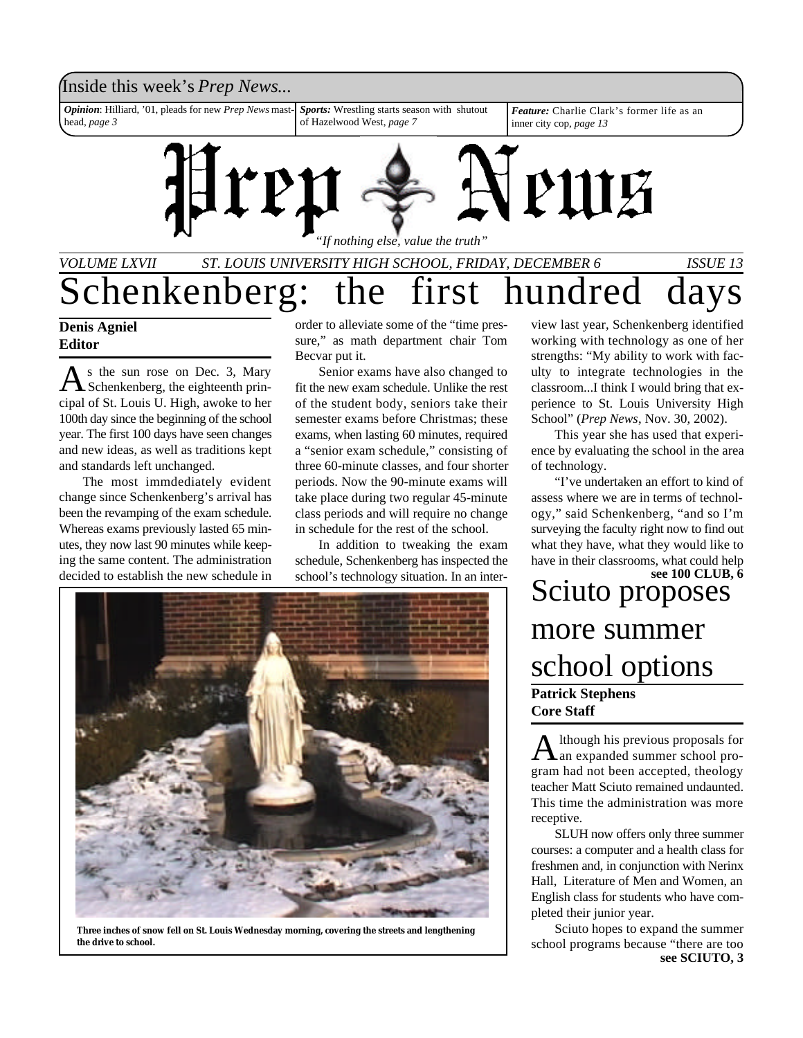Inside this week's *Prep News*...

***Opinion***: Hilliard, '01, pleads for new *Prep News* masthead, *page 3*

***Sports:*** Wrestling starts season with shutout of Hazelwood West, *page 7*

***Feature:*** Charlie Clark's former life as an inner city cop, *page 13*

# Prep News

*"If nothing else, value the truth"*

*VOLUME LXVII* *ST. LOUIS UNIVERSITY HIGH SCHOOL, FRIDAY, DECEMBER 6* *ISSUE 13*

# Schenkenberg: the first hundred days

**Denis Agniel**
**Editor**

As the sun rose on Dec. 3, Mary Schenkenberg, the eighteenth principal of St. Louis U. High, awoke to her 100th day since the beginning of the school year. The first 100 days have seen changes and new ideas, as well as traditions kept and standards left unchanged.

The most immdediately evident change since Schenkenberg's arrival has been the revamping of the exam schedule. Whereas exams previously lasted 65 minutes, they now last 90 minutes while keeping the same content. The administration decided to establish the new schedule in order to alleviate some of the "time pressure," as math department chair Tom Becvar put it.

Senior exams have also changed to fit the new exam schedule. Unlike the rest of the student body, seniors take their semester exams before Christmas; these exams, when lasting 60 minutes, required a "senior exam schedule," consisting of three 60-minute classes, and four shorter periods. Now the 90-minute exams will take place during two regular 45-minute class periods and will require no change in schedule for the rest of the school.

In addition to tweaking the exam schedule, Schenkenberg has inspected the school's technology situation. In an interview last year, Schenkenberg identified working with technology as one of her strengths: "My ability to work with faculty to integrate technologies in the classroom...I think I would bring that experience to St. Louis University High School" (*Prep News*, Nov. 30, 2002).

This year she has used that experience by evaluating the school in the area of technology.

"I've undertaken an effort to kind of assess where we are in terms of technology," said Schenkenberg, "and so I'm surveying the faculty right now to find out what they have, what they would like to have in their classrooms, what could help

**see 100 CLUB, 6**

**Three inches of snow fell on St. Louis Wednesday morning, covering the streets and lengthening the drive to school.**

# Sciuto proposes more summer school options

**Patrick Stephens**
**Core Staff**

Although his previous proposals for an expanded summer school program had not been accepted, theology teacher Matt Sciuto remained undaunted. This time the administration was more receptive.

SLUH now offers only three summer courses: a computer and a health class for freshmen and, in conjunction with Nerinx Hall, Literature of Men and Women, an English class for students who have completed their junior year.

Sciuto hopes to expand the summer school programs because "there are too

**see SCIUTO, 3**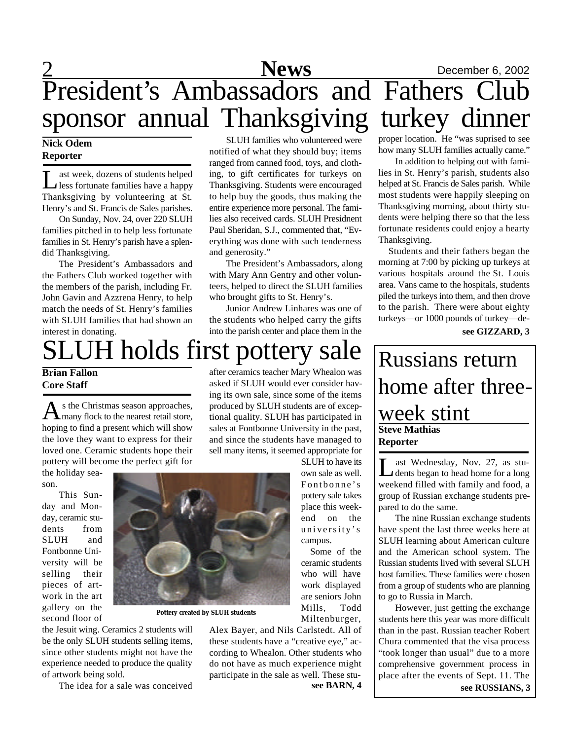# President's Ambassadors and Fathers Club sponsor annual Thanksgiving turkey dinner

**Nick Odem**
**Reporter**

Last week, dozens of students helped less fortunate families have a happy Thanksgiving by volunteering at St. Henry's and St. Francis de Sales parishes.

On Sunday, Nov. 24, over 220 SLUH families pitched in to help less fortunate families in St. Henry's parish have a splendid Thanksgiving.

The President's Ambassadors and the Fathers Club worked together with the members of the parish, including Fr. John Gavin and Azzrena Henry, to help match the needs of St. Henry's families with SLUH families that had shown an interest in donating.

SLUH families who voluntereed were notified of what they should buy; items ranged from canned food, toys, and clothing, to gift certificates for turkeys on Thanksgiving. Students were encouraged to help buy the goods, thus making the entire experience more personal. The families also received cards. SLUH Presidnent Paul Sheridan, S.J., commented that, "Everything was done with such tenderness and generosity."

The President's Ambassadors, along with Mary Ann Gentry and other volunteers, helped to direct the SLUH families who brought gifts to St. Henry's.

Junior Andrew Linhares was one of the students who helped carry the gifts into the parish center and place them in the proper location. He "was suprised to see how many SLUH families actually came."

In addition to helping out with families in St. Henry's parish, students also helped at St. Francis de Sales parish. While most students were happily sleeping on Thanksgiving morning, about thirty students were helping there so that the less fortunate residents could enjoy a hearty Thanksgiving.

Students and their fathers began the morning at 7:00 by picking up turkeys at various hospitals around the St. Louis area. Vans came to the hospitals, students piled the turkeys into them, and then drove to the parish. There were about eighty turkeys—or 1000 pounds of turkey—de-

**see GIZZARD, 3**

# SLUH holds first pottery sale

**Brian Fallon**
**Core Staff**

As the Christmas season approaches, many flock to the nearest retail store, hoping to find a present which will show the love they want to express for their loved one. Ceramic students hope their pottery will become the perfect gift for the holiday season.

This Sunday and Monday, ceramic students from SLUH and Fontbonne University will be selling their pieces of artwork in the art gallery on the second floor of the Jesuit wing. Ceramics 2 students will be the only SLUH students selling items, since other students might not have the experience needed to produce the quality of artwork being sold.

The idea for a sale was conceived after ceramics teacher Mary Whealon was asked if SLUH would ever consider having its own sale, since some of the items produced by SLUH students are of exceptional quality. SLUH has participated in sales at Fontbonne University in the past, and since the students have managed to sell many items, it seemed appropriate for SLUH to have its own sale as well. Fontbonne's pottery sale takes place this weekend on the university's campus.

Some of the ceramic students who will have work displayed are seniors John Mills, Todd Miltenburger, Alex Bayer, and Nils Carlstedt. All of these students have a "creative eye," according to Whealon. Other students who do not have as much experience might participate in the sale as well. These stu-

**see BARN, 4**

**Pottery created by SLUH students**

# Russians return home after three-week stint

**Steve Mathias**
**Reporter**

Last Wednesday, Nov. 27, as students began to head home for a long weekend filled with family and food, a group of Russian exchange students prepared to do the same.

The nine Russian exchange students have spent the last three weeks here at SLUH learning about American culture and the American school system. The Russian students lived with several SLUH host families. These families were chosen from a group of students who are planning to go to Russia in March.

However, just getting the exchange students here this year was more difficult than in the past. Russian teacher Robert Chura commented that the visa process "took longer than usual" due to a more comprehensive government process in place after the events of Sept. 11. The

**see RUSSIANS, 3**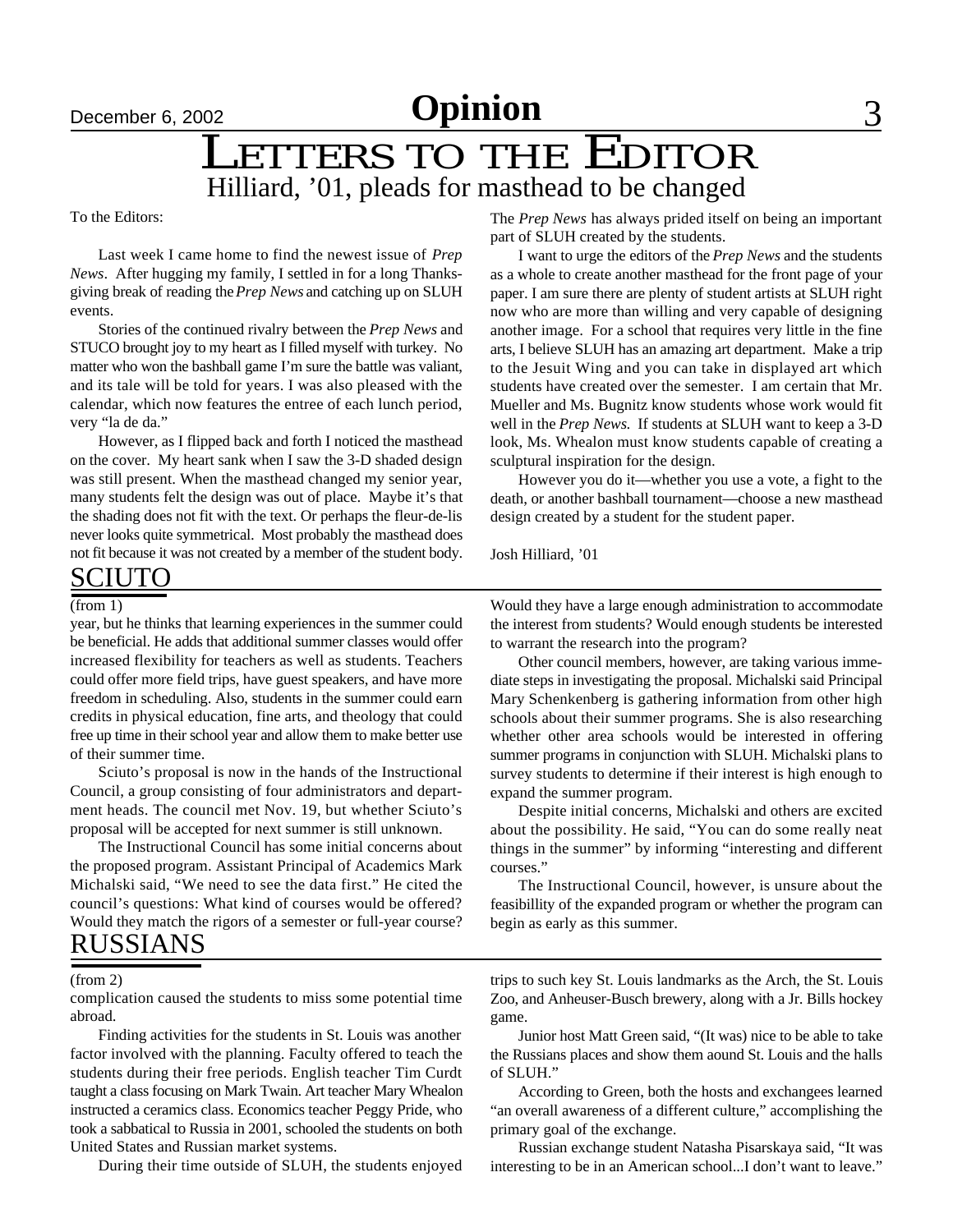# Opinion

# LETTERS TO THE EDITOR

## Hilliard, '01, pleads for masthead to be changed

To the Editors:

Last week I came home to find the newest issue of *Prep News*. After hugging my family, I settled in for a long Thanksgiving break of reading the *Prep News* and catching up on SLUH events.

Stories of the continued rivalry between the *Prep News* and STUCO brought joy to my heart as I filled myself with turkey. No matter who won the bashball game I'm sure the battle was valiant, and its tale will be told for years. I was also pleased with the calendar, which now features the entree of each lunch period, very "la de da."

However, as I flipped back and forth I noticed the masthead on the cover. My heart sank when I saw the 3-D shaded design was still present. When the masthead changed my senior year, many students felt the design was out of place. Maybe it's that the shading does not fit with the text. Or perhaps the fleur-de-lis never looks quite symmetrical. Most probably the masthead does not fit because it was not created by a member of the student body. The *Prep News* has always prided itself on being an important part of SLUH created by the students.

I want to urge the editors of the *Prep News* and the students as a whole to create another masthead for the front page of your paper. I am sure there are plenty of student artists at SLUH right now who are more than willing and very capable of designing another image. For a school that requires very little in the fine arts, I believe SLUH has an amazing art department. Make a trip to the Jesuit Wing and you can take in displayed art which students have created over the semester. I am certain that Mr. Mueller and Ms. Bugnitz know students whose work would fit well in the *Prep News.* If students at SLUH want to keep a 3-D look, Ms. Whealon must know students capable of creating a sculptural inspiration for the design.

However you do it—whether you use a vote, a fight to the death, or another bashball tournament—choose a new masthead design created by a student for the student paper.

Josh Hilliard, '01

## SCIUTO

(from 1)

year, but he thinks that learning experiences in the summer could be beneficial. He adds that additional summer classes would offer increased flexibility for teachers as well as students. Teachers could offer more field trips, have guest speakers, and have more freedom in scheduling. Also, students in the summer could earn credits in physical education, fine arts, and theology that could free up time in their school year and allow them to make better use of their summer time.

Sciuto's proposal is now in the hands of the Instructional Council, a group consisting of four administrators and department heads. The council met Nov. 19, but whether Sciuto's proposal will be accepted for next summer is still unknown.

The Instructional Council has some initial concerns about the proposed program. Assistant Principal of Academics Mark Michalski said, "We need to see the data first." He cited the council's questions: What kind of courses would be offered? Would they match the rigors of a semester or full-year course? Would they have a large enough administration to accommodate the interest from students? Would enough students be interested to warrant the research into the program?

Other council members, however, are taking various immediate steps in investigating the proposal. Michalski said Principal Mary Schenkenberg is gathering information from other high schools about their summer programs. She is also researching whether other area schools would be interested in offering summer programs in conjunction with SLUH. Michalski plans to survey students to determine if their interest is high enough to expand the summer program.

Despite initial concerns, Michalski and others are excited about the possibility. He said, "You can do some really neat things in the summer" by informing "interesting and different courses."

The Instructional Council, however, is unsure about the feasibillity of the expanded program or whether the program can begin as early as this summer.

## RUSSIANS

(from 2)

complication caused the students to miss some potential time abroad.

Finding activities for the students in St. Louis was another factor involved with the planning. Faculty offered to teach the students during their free periods. English teacher Tim Curdt taught a class focusing on Mark Twain. Art teacher Mary Whealon instructed a ceramics class. Economics teacher Peggy Pride, who took a sabbatical to Russia in 2001, schooled the students on both United States and Russian market systems.

During their time outside of SLUH, the students enjoyed trips to such key St. Louis landmarks as the Arch, the St. Louis Zoo, and Anheuser-Busch brewery, along with a Jr. Bills hockey game.

Junior host Matt Green said, "(It was) nice to be able to take the Russians places and show them aound St. Louis and the halls of SLUH."

According to Green, both the hosts and exchangees learned "an overall awareness of a different culture," accomplishing the primary goal of the exchange.

Russian exchange student Natasha Pisarskaya said, "It was interesting to be in an American school...I don't want to leave."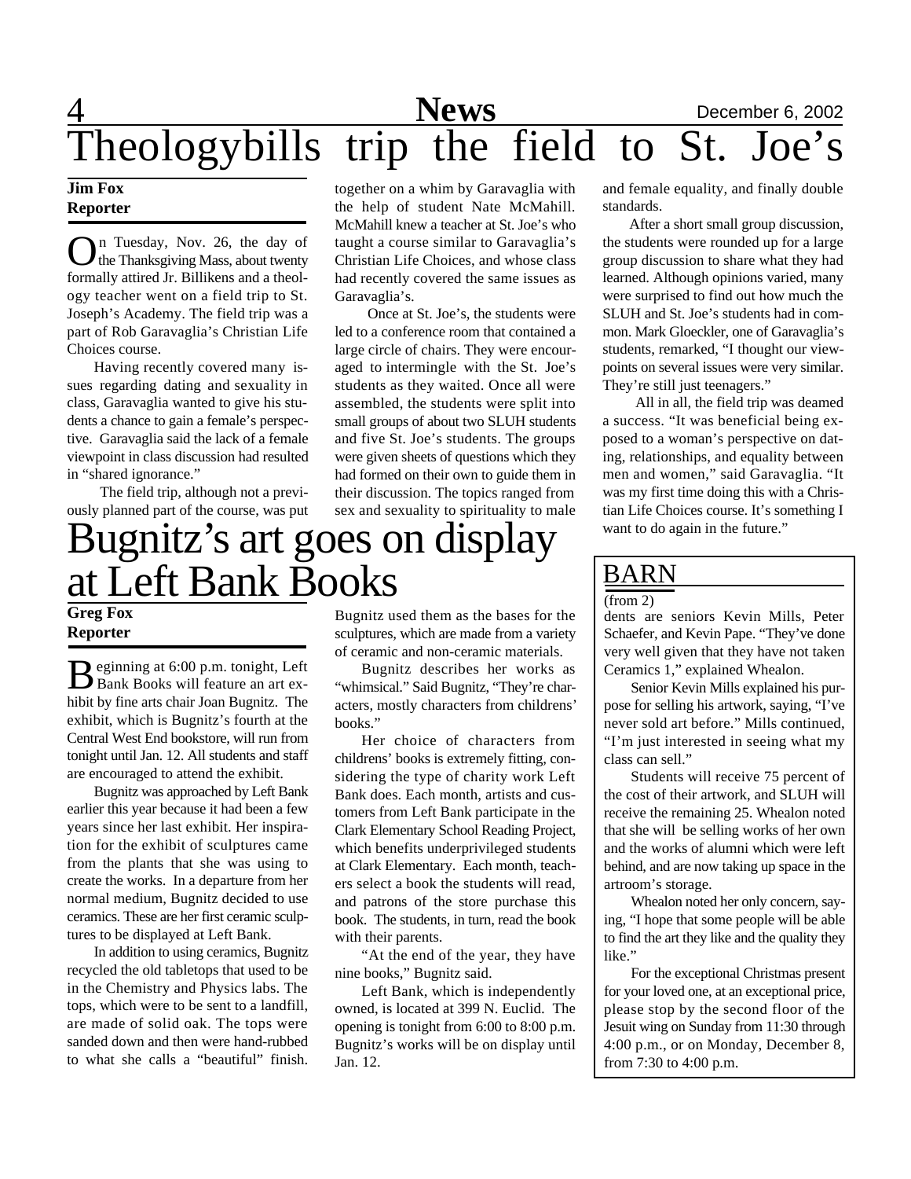# Theologybills trip the field to St. Joe's

**Jim Fox**
**Reporter**

On Tuesday, Nov. 26, the day of the Thanksgiving Mass, about twenty formally attired Jr. Billikens and a theology teacher went on a field trip to St. Joseph's Academy. The field trip was a part of Rob Garavaglia's Christian Life Choices course.

Having recently covered many issues regarding dating and sexuality in class, Garavaglia wanted to give his students a chance to gain a female's perspective. Garavaglia said the lack of a female viewpoint in class discussion had resulted in "shared ignorance."

The field trip, although not a previously planned part of the course, was put together on a whim by Garavaglia with the help of student Nate McMahill. McMahill knew a teacher at St. Joe's who taught a course similar to Garavaglia's Christian Life Choices, and whose class had recently covered the same issues as Garavaglia's.

Once at St. Joe's, the students were led to a conference room that contained a large circle of chairs. They were encouraged to intermingle with the St. Joe's students as they waited. Once all were assembled, the students were split into small groups of about two SLUH students and five St. Joe's students. The groups were given sheets of questions which they had formed on their own to guide them in their discussion. The topics ranged from sex and sexuality to spirituality to male and female equality, and finally double standards.

After a short small group discussion, the students were rounded up for a large group discussion to share what they had learned. Although opinions varied, many were surprised to find out how much the SLUH and St. Joe's students had in common. Mark Gloeckler, one of Garavaglia's students, remarked, "I thought our viewpoints on several issues were very similar. They're still just teenagers."

All in all, the field trip was deamed a success. "It was beneficial being exposed to a woman's perspective on dating, relationships, and equality between men and women," said Garavaglia. "It was my first time doing this with a Christian Life Choices course. It's something I want to do again in the future."

# Bugnitz's art goes on display at Left Bank Books

**Greg Fox**
**Reporter**

Beginning at 6:00 p.m. tonight, Left Bank Books will feature an art exhibit by fine arts chair Joan Bugnitz. The exhibit, which is Bugnitz's fourth at the Central West End bookstore, will run from tonight until Jan. 12. All students and staff are encouraged to attend the exhibit.

Bugnitz was approached by Left Bank earlier this year because it had been a few years since her last exhibit. Her inspiration for the exhibit of sculptures came from the plants that she was using to create the works. In a departure from her normal medium, Bugnitz decided to use ceramics. These are her first ceramic sculptures to be displayed at Left Bank.

In addition to using ceramics, Bugnitz recycled the old tabletops that used to be in the Chemistry and Physics labs. The tops, which were to be sent to a landfill, are made of solid oak. The tops were sanded down and then were hand-rubbed to what she calls a "beautiful" finish. Bugnitz used them as the bases for the sculptures, which are made from a variety of ceramic and non-ceramic materials.

Bugnitz describes her works as "whimsical." Said Bugnitz, "They're characters, mostly characters from childrens' books."

Her choice of characters from childrens' books is extremely fitting, considering the type of charity work Left Bank does. Each month, artists and customers from Left Bank participate in the Clark Elementary School Reading Project, which benefits underprivileged students at Clark Elementary. Each month, teachers select a book the students will read, and patrons of the store purchase this book. The students, in turn, read the book with their parents.

"At the end of the year, they have nine books," Bugnitz said.

Left Bank, which is independently owned, is located at 399 N. Euclid. The opening is tonight from 6:00 to 8:00 p.m. Bugnitz's works will be on display until Jan. 12.

## BARN

(from 2)

dents are seniors Kevin Mills, Peter Schaefer, and Kevin Pape. "They've done very well given that they have not taken Ceramics 1," explained Whealon.

Senior Kevin Mills explained his purpose for selling his artwork, saying, "I've never sold art before." Mills continued, "I'm just interested in seeing what my class can sell."

Students will receive 75 percent of the cost of their artwork, and SLUH will receive the remaining 25. Whealon noted that she will be selling works of her own and the works of alumni which were left behind, and are now taking up space in the artroom's storage.

Whealon noted her only concern, saying, "I hope that some people will be able to find the art they like and the quality they like."

For the exceptional Christmas present for your loved one, at an exceptional price, please stop by the second floor of the Jesuit wing on Sunday from 11:30 through 4:00 p.m., or on Monday, December 8, from 7:30 to 4:00 p.m.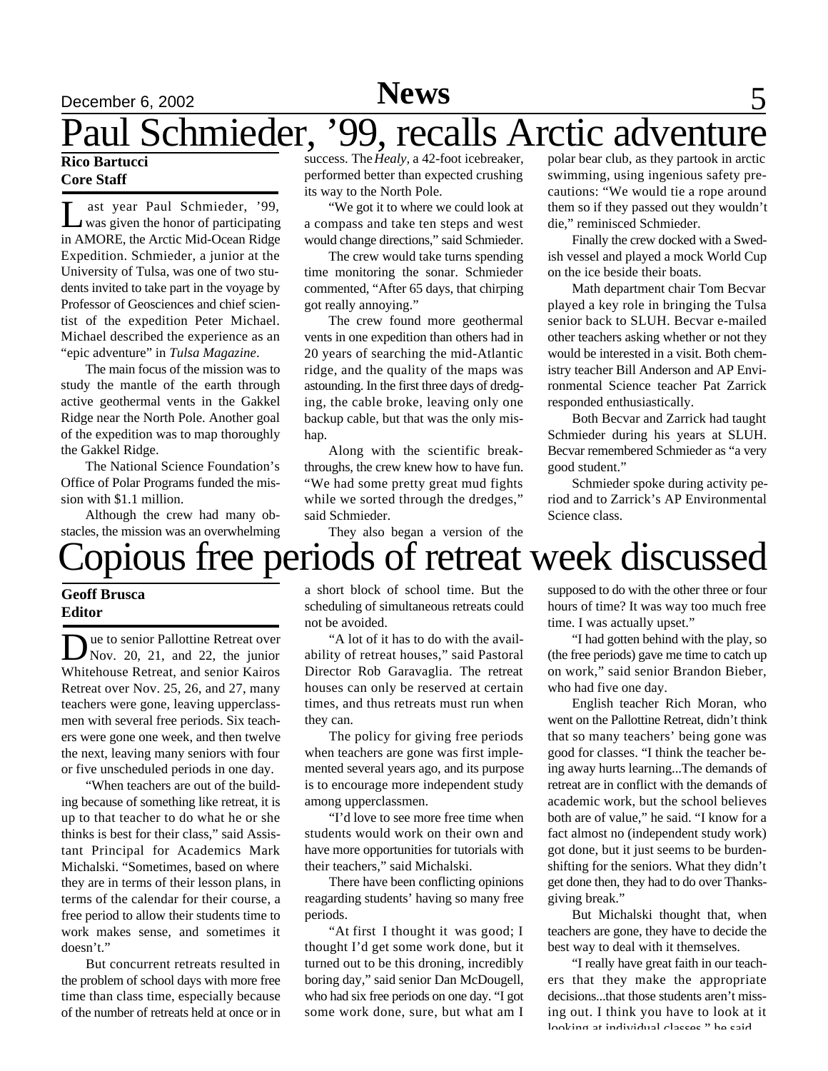# Paul Schmieder, '99, recalls Arctic adventure

**Rico Bartucci**
**Core Staff**

Last year Paul Schmieder, '99, was given the honor of participating in AMORE, the Arctic Mid-Ocean Ridge Expedition. Schmieder, a junior at the University of Tulsa, was one of two students invited to take part in the voyage by Professor of Geosciences and chief scientist of the expedition Peter Michael. Michael described the experience as an "epic adventure" in *Tulsa Magazine*.

The main focus of the mission was to study the mantle of the earth through active geothermal vents in the Gakkel Ridge near the North Pole. Another goal of the expedition was to map thoroughly the Gakkel Ridge.

The National Science Foundation's Office of Polar Programs funded the mission with $1.1 million.

Although the crew had many obstacles, the mission was an overwhelming success. The *Healy*, a 42-foot icebreaker, performed better than expected crushing its way to the North Pole.

"We got it to where we could look at a compass and take ten steps and west would change directions," said Schmieder.

The crew would take turns spending time monitoring the sonar. Schmieder commented, "After 65 days, that chirping got really annoying."

The crew found more geothermal vents in one expedition than others had in 20 years of searching the mid-Atlantic ridge, and the quality of the maps was astounding. In the first three days of dredging, the cable broke, leaving only one backup cable, but that was the only mishap.

Along with the scientific breakthroughs, the crew knew how to have fun. "We had some pretty great mud fights while we sorted through the dredges," said Schmieder.

They also began a version of the polar bear club, as they partook in arctic swimming, using ingenious safety precautions: "We would tie a rope around them so if they passed out they wouldn't die," reminisced Schmieder.

Finally the crew docked with a Swedish vessel and played a mock World Cup on the ice beside their boats.

Math department chair Tom Becvar played a key role in bringing the Tulsa senior back to SLUH. Becvar e-mailed other teachers asking whether or not they would be interested in a visit. Both chemistry teacher Bill Anderson and AP Environmental Science teacher Pat Zarrick responded enthusiastically.

Both Becvar and Zarrick had taught Schmieder during his years at SLUH. Becvar remembered Schmieder as "a very good student."

Schmieder spoke during activity period and to Zarrick's AP Environmental Science class.

# Copious free periods of retreat week discussed

**Geoff Brusca**
**Editor**

Due to senior Pallottine Retreat over Nov. 20, 21, and 22, the junior Whitehouse Retreat, and senior Kairos Retreat over Nov. 25, 26, and 27, many teachers were gone, leaving upperclassmen with several free periods. Six teachers were gone one week, and then twelve the next, leaving many seniors with four or five unscheduled periods in one day.

"When teachers are out of the building because of something like retreat, it is up to that teacher to do what he or she thinks is best for their class," said Assistant Principal for Academics Mark Michalski. "Sometimes, based on where they are in terms of their lesson plans, in terms of the calendar for their course, a free period to allow their students time to work makes sense, and sometimes it doesn't."

But concurrent retreats resulted in the problem of school days with more free time than class time, especially because of the number of retreats held at once or in a short block of school time. But the scheduling of simultaneous retreats could not be avoided.

"A lot of it has to do with the availability of retreat houses," said Pastoral Director Rob Garavaglia. The retreat houses can only be reserved at certain times, and thus retreats must run when they can.

The policy for giving free periods when teachers are gone was first implemented several years ago, and its purpose is to encourage more independent study among upperclassmen.

"I'd love to see more free time when students would work on their own and have more opportunities for tutorials with their teachers," said Michalski.

There have been conflicting opinions reagarding students' having so many free periods.

"At first I thought it was good; I thought I'd get some work done, but it turned out to be this droning, incredibly boring day," said senior Dan McDougell, who had six free periods on one day. "I got some work done, sure, but what am I supposed to do with the other three or four hours of time? It was way too much free time. I was actually upset."

"I had gotten behind with the play, so (the free periods) gave me time to catch up on work," said senior Brandon Bieber, who had five one day.

English teacher Rich Moran, who went on the Pallottine Retreat, didn't think that so many teachers' being gone was good for classes. "I think the teacher being away hurts learning...The demands of retreat are in conflict with the demands of academic work, but the school believes both are of value," he said. "I know for a fact almost no (independent study work) got done, but it just seems to be burden-shifting for the seniors. What they didn't get done then, they had to do over Thanksgiving break."

But Michalski thought that, when teachers are gone, they have to decide the best way to deal with it themselves.

"I really have great faith in our teachers that they make the appropriate decisions...that those students aren't missing out. I think you have to look at it looking at individual classes," he said.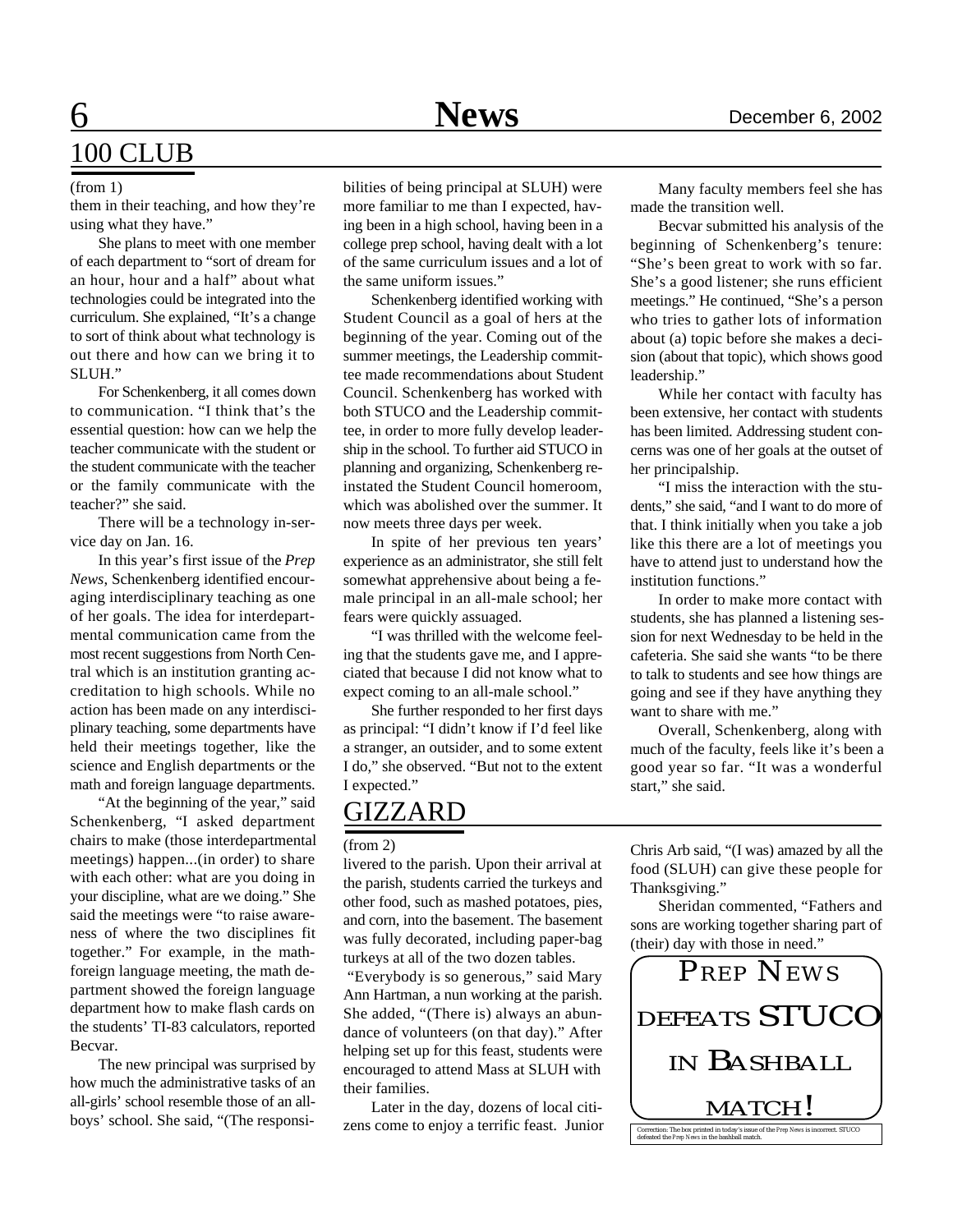## 100 CLUB

(from 1)

them in their teaching, and how they're using what they have."

She plans to meet with one member of each department to "sort of dream for an hour, hour and a half" about what technologies could be integrated into the curriculum. She explained, "It's a change to sort of think about what technology is out there and how can we bring it to SLUH."

For Schenkenberg, it all comes down to communication. "I think that's the essential question: how can we help the teacher communicate with the student or the student communicate with the teacher or the family communicate with the teacher?" she said.

There will be a technology in-service day on Jan. 16.

In this year's first issue of the *Prep News*, Schenkenberg identified encouraging interdisciplinary teaching as one of her goals. The idea for interdepartmental communication came from the most recent suggestions from North Central which is an institution granting accreditation to high schools. While no action has been made on any interdisciplinary teaching, some departments have held their meetings together, like the science and English departments or the math and foreign language departments.

"At the beginning of the year," said Schenkenberg, "I asked department chairs to make (those interdepartmental meetings) happen...(in order) to share with each other: what are you doing in your discipline, what are we doing." She said the meetings were "to raise awareness of where the two disciplines fit together." For example, in the math-foreign language meeting, the math department showed the foreign language department how to make flash cards on the students' TI-83 calculators, reported Becvar.

The new principal was surprised by how much the administrative tasks of an all-girls' school resemble those of an all-boys' school. She said, "(The responsibilities of being principal at SLUH) were more familiar to me than I expected, having been in a high school, having been in a college prep school, having dealt with a lot of the same curriculum issues and a lot of the same uniform issues."

Schenkenberg identified working with Student Council as a goal of hers at the beginning of the year. Coming out of the summer meetings, the Leadership committee made recommendations about Student Council. Schenkenberg has worked with both STUCO and the Leadership committee, in order to more fully develop leadership in the school. To further aid STUCO in planning and organizing, Schenkenberg reinstated the Student Council homeroom, which was abolished over the summer. It now meets three days per week.

In spite of her previous ten years' experience as an administrator, she still felt somewhat apprehensive about being a female principal in an all-male school; her fears were quickly assuaged.

"I was thrilled with the welcome feeling that the students gave me, and I appreciated that because I did not know what to expect coming to an all-male school."

She further responded to her first days as principal: "I didn't know if I'd feel like a stranger, an outsider, and to some extent I do," she observed. "But not to the extent I expected."

Many faculty members feel she has made the transition well.

Becvar submitted his analysis of the beginning of Schenkenberg's tenure: "She's been great to work with so far. She's a good listener; she runs efficient meetings." He continued, "She's a person who tries to gather lots of information about (a) topic before she makes a decision (about that topic), which shows good leadership."

While her contact with faculty has been extensive, her contact with students has been limited. Addressing student concerns was one of her goals at the outset of her principalship.

"I miss the interaction with the students," she said, "and I want to do more of that. I think initially when you take a job like this there are a lot of meetings you have to attend just to understand how the institution functions."

In order to make more contact with students, she has planned a listening session for next Wednesday to be held in the cafeteria. She said she wants "to be there to talk to students and see how things are going and see if they have anything they want to share with me."

Overall, Schenkenberg, along with much of the faculty, feels like it's been a good year so far. "It was a wonderful start," she said.

## GIZZARD

(from 2)

livered to the parish. Upon their arrival at the parish, students carried the turkeys and other food, such as mashed potatoes, pies, and corn, into the basement. The basement was fully decorated, including paper-bag turkeys at all of the two dozen tables.

"Everybody is so generous," said Mary Ann Hartman, a nun working at the parish. She added, "(There is) always an abundance of volunteers (on that day)." After helping set up for this feast, students were encouraged to attend Mass at SLUH with their families.

Later in the day, dozens of local citizens come to enjoy a terrific feast. Junior Chris Arb said, "(I was) amazed by all the food (SLUH) can give these people for Thanksgiving."

Sheridan commented, "Fathers and sons are working together sharing part of (their) day with those in need."

PREP NEWS DEFEATS STUCO IN BASHBALL MATCH!

Correction: The box printed in today's issue of the *Prep News* is incorrect. STUCO defeated the *Prep News* in the bashball match.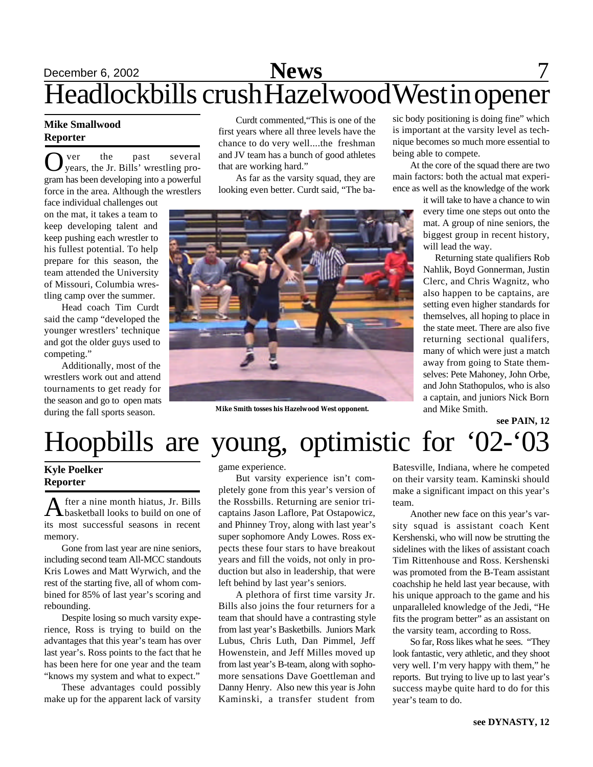# Headlockbills crush Hazelwood West in opener

**Mike Smallwood**
**Reporter**

Over the past several years, the Jr. Bills' wrestling program has been developing into a powerful force in the area. Although the wrestlers face individual challenges out on the mat, it takes a team to keep developing talent and keep pushing each wrestler to his fullest potential. To help prepare for this season, the team attended the University of Missouri, Columbia wrestling camp over the summer.

Head coach Tim Curdt said the camp "developed the younger wrestlers' technique and got the older guys used to competing."

Additionally, most of the wrestlers work out and attend tournaments to get ready for the season and go to open mats during the fall sports season.

Curdt commented,"This is one of the first years where all three levels have the chance to do very well....the freshman and JV team has a bunch of good athletes that are working hard."

As far as the varsity squad, they are looking even better. Curdt said, "The basic body positioning is doing fine" which is important at the varsity level as technique becomes so much more essential to being able to compete.

At the core of the squad there are two main factors: both the actual mat experience as well as the knowledge of the work it will take to have a chance to win every time one steps out onto the mat. A group of nine seniors, the biggest group in recent history, will lead the way.

Returning state qualifiers Rob Nahlik, Boyd Gonnerman, Justin Clerc, and Chris Wagnitz, who also happen to be captains, are setting even higher standards for themselves, all hoping to place in the state meet. There are also five returning sectional qualifers, many of which were just a match away from going to State themselves: Pete Mahoney, John Orbe, and John Stathopulos, who is also a captain, and juniors Nick Born and Mike Smith.

Mike Smith tosses his Hazelwood West opponent.

**see PAIN, 12**

# Hoopbills are young, optimistic for '02-'03

**Kyle Poelker**
**Reporter**

After a nine month hiatus, Jr. Bills basketball looks to build on one of its most successful seasons in recent memory.

Gone from last year are nine seniors, including second team All-MCC standouts Kris Lowes and Matt Wyrwich, and the rest of the starting five, all of whom combined for 85% of last year's scoring and rebounding.

Despite losing so much varsity experience, Ross is trying to build on the advantages that this year's team has over last year's. Ross points to the fact that he has been here for one year and the team "knows my system and what to expect."

These advantages could possibly make up for the apparent lack of varsity game experience.

But varsity experience isn't completely gone from this year's version of the Rossbills. Returning are senior tri-captains Jason Laflore, Pat Ostapowicz, and Phinney Troy, along with last year's super sophomore Andy Lowes. Ross expects these four stars to have breakout years and fill the voids, not only in production but also in leadership, that were left behind by last year's seniors.

A plethora of first time varsity Jr. Bills also joins the four returners for a team that should have a contrasting style from last year's Basketbills. Juniors Mark Lubus, Chris Luth, Dan Pimmel, Jeff Howenstein, and Jeff Milles moved up from last year's B-team, along with sophomore sensations Dave Goettleman and Danny Henry. Also new this year is John Kaminski, a transfer student from Batesville, Indiana, where he competed on their varsity team. Kaminski should make a significant impact on this year's team.

Another new face on this year's varsity squad is assistant coach Kent Kershenski, who will now be strutting the sidelines with the likes of assistant coach Tim Rittenhouse and Ross. Kershenski was promoted from the B-Team assistant coachship he held last year because, with his unique approach to the game and his unparalleled knowledge of the Jedi, "He fits the program better" as an assistant on the varsity team, according to Ross.

So far, Ross likes what he sees. "They look fantastic, very athletic, and they shoot very well. I'm very happy with them," he reports. But trying to live up to last year's success maybe quite hard to do for this year's team to do.

**see DYNASTY, 12**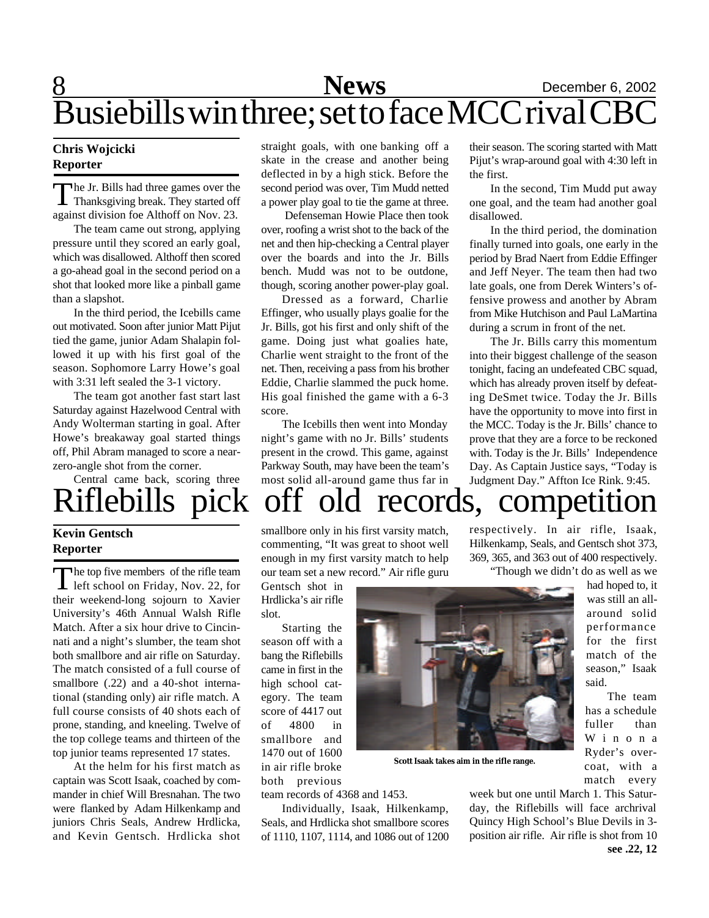# Busiebills win three; set to face MCC rival CBC

**Chris Wojcicki**
**Reporter**

The Jr. Bills had three games over the Thanksgiving break. They started off against division foe Althoff on Nov. 23.

The team came out strong, applying pressure until they scored an early goal, which was disallowed. Althoff then scored a go-ahead goal in the second period on a shot that looked more like a pinball game than a slapshot.

In the third period, the Icebills came out motivated. Soon after junior Matt Pijut tied the game, junior Adam Shalapin followed it up with his first goal of the season. Sophomore Larry Howe's goal with 3:31 left sealed the 3-1 victory.

The team got another fast start last Saturday against Hazelwood Central with Andy Wolterman starting in goal. After Howe's breakaway goal started things off, Phil Abram managed to score a near-zero-angle shot from the corner.

Central came back, scoring three straight goals, with one banking off a skate in the crease and another being deflected in by a high stick. Before the second period was over, Tim Mudd netted a power play goal to tie the game at three.

Defenseman Howie Place then took over, roofing a wrist shot to the back of the net and then hip-checking a Central player over the boards and into the Jr. Bills bench. Mudd was not to be outdone, though, scoring another power-play goal.

Dressed as a forward, Charlie Effinger, who usually plays goalie for the Jr. Bills, got his first and only shift of the game. Doing just what goalies hate, Charlie went straight to the front of the net. Then, receiving a pass from his brother Eddie, Charlie slammed the puck home. His goal finished the game with a 6-3 score.

The Icebills then went into Monday night's game with no Jr. Bills' students present in the crowd. This game, against Parkway South, may have been the team's most solid all-around game thus far in their season. The scoring started with Matt Pijut's wrap-around goal with 4:30 left in the first.

In the second, Tim Mudd put away one goal, and the team had another goal disallowed.

In the third period, the domination finally turned into goals, one early in the period by Brad Naert from Eddie Effinger and Jeff Neyer. The team then had two late goals, one from Derek Winters's offensive prowess and another by Abram from Mike Hutchison and Paul LaMartina during a scrum in front of the net.

The Jr. Bills carry this momentum into their biggest challenge of the season tonight, facing an undefeated CBC squad, which has already proven itself by defeating DeSmet twice. Today the Jr. Bills have the opportunity to move into first in the MCC. Today is the Jr. Bills' chance to prove that they are a force to be reckoned with. Today is the Jr. Bills' Independence Day. As Captain Justice says, "Today is Judgment Day." Affton Ice Rink. 9:45.

# Riflebills pick off old records, competition

**Kevin Gentsch**
**Reporter**

The top five members of the rifle team left school on Friday, Nov. 22, for their weekend-long sojourn to Xavier University's 46th Annual Walsh Rifle Match. After a six hour drive to Cincinnati and a night's slumber, the team shot both smallbore and air rifle on Saturday. The match consisted of a full course of smallbore (.22) and a 40-shot international (standing only) air rifle match. A full course consists of 40 shots each of prone, standing, and kneeling. Twelve of the top college teams and thirteen of the top junior teams represented 17 states.

At the helm for his first match as captain was Scott Isaak, coached by commander in chief Will Bresnahan. The two were flanked by Adam Hilkenkamp and juniors Chris Seals, Andrew Hrdlicka, and Kevin Gentsch. Hrdlicka shot smallbore only in his first varsity match, commenting, "It was great to shoot well enough in my first varsity match to help our team set a new record." Air rifle guru Gentsch shot in Hrdlicka's air rifle slot.

Starting the season off with a bang the Riflebills came in first in the high school category. The team score of 4417 out of 4800 in smallbore and 1470 out of 1600 in air rifle broke both previous team records of 4368 and 1453.

Individually, Isaak, Hilkenkamp, Seals, and Hrdlicka shot smallbore scores of 1110, 1107, 1114, and 1086 out of 1200 respectively. In air rifle, Isaak, Hilkenkamp, Seals, and Gentsch shot 373, 369, 365, and 363 out of 400 respectively.

Scott Isaak takes aim in the rifle range.

"Though we didn't do as well as we had hoped to, it was still an all-around solid performance for the first match of the season," Isaak said.

The team has a schedule fuller than Winona Ryder's overcoat, with a match every week but one until March 1. This Saturday, the Riflebills will face archrival Quincy High School's Blue Devils in 3-position air rifle. Air rifle is shot from 10

**see .22, 12**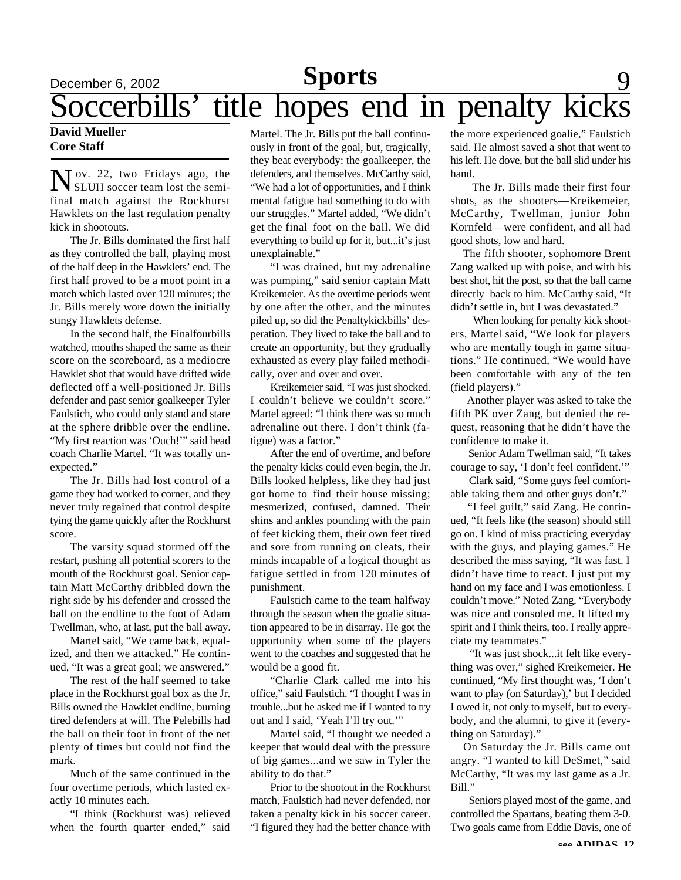# Soccerbills' title hopes end in penalty kicks

**David Mueller**
**Core Staff**

Nov. 22, two Fridays ago, the SLUH soccer team lost the semifinal match against the Rockhurst Hawklets on the last regulation penalty kick in shootouts.

The Jr. Bills dominated the first half as they controlled the ball, playing most of the half deep in the Hawklets' end. The first half proved to be a moot point in a match which lasted over 120 minutes; the Jr. Bills merely wore down the initially stingy Hawklets defense.

In the second half, the Finalfourbills watched, mouths shaped the same as their score on the scoreboard, as a mediocre Hawklet shot that would have drifted wide deflected off a well-positioned Jr. Bills defender and past senior goalkeeper Tyler Faulstich, who could only stand and stare at the sphere dribble over the endline. "My first reaction was 'Ouch!'" said head coach Charlie Martel. "It was totally unexpected."

The Jr. Bills had lost control of a game they had worked to corner, and they never truly regained that control despite tying the game quickly after the Rockhurst score.

The varsity squad stormed off the restart, pushing all potential scorers to the mouth of the Rockhurst goal. Senior captain Matt McCarthy dribbled down the right side by his defender and crossed the ball on the endline to the foot of Adam Twellman, who, at last, put the ball away.

Martel said, "We came back, equalized, and then we attacked." He continued, "It was a great goal; we answered."

The rest of the half seemed to take place in the Rockhurst goal box as the Jr. Bills owned the Hawklet endline, burning tired defenders at will. The Pelebills had the ball on their foot in front of the net plenty of times but could not find the mark.

Much of the same continued in the four overtime periods, which lasted exactly 10 minutes each.

"I think (Rockhurst was) relieved when the fourth quarter ended," said Martel. The Jr. Bills put the ball continuously in front of the goal, but, tragically, they beat everybody: the goalkeeper, the defenders, and themselves. McCarthy said, "We had a lot of opportunities, and I think mental fatigue had something to do with our struggles." Martel added, "We didn't get the final foot on the ball. We did everything to build up for it, but...it's just unexplainable."

"I was drained, but my adrenaline was pumping," said senior captain Matt Kreikemeier. As the overtime periods went by one after the other, and the minutes piled up, so did the Penaltykickbills' desperation. They lived to take the ball and to create an opportunity, but they gradually exhausted as every play failed methodically, over and over and over.

Kreikemeier said, "I was just shocked. I couldn't believe we couldn't score." Martel agreed: "I think there was so much adrenaline out there. I don't think (fatigue) was a factor."

After the end of overtime, and before the penalty kicks could even begin, the Jr. Bills looked helpless, like they had just got home to find their house missing; mesmerized, confused, damned. Their shins and ankles pounding with the pain of feet kicking them, their own feet tired and sore from running on cleats, their minds incapable of a logical thought as fatigue settled in from 120 minutes of punishment.

Faulstich came to the team halfway through the season when the goalie situation appeared to be in disarray. He got the opportunity when some of the players went to the coaches and suggested that he would be a good fit.

"Charlie Clark called me into his office," said Faulstich. "I thought I was in trouble...but he asked me if I wanted to try out and I said, 'Yeah I'll try out.'"

Martel said, "I thought we needed a keeper that would deal with the pressure of big games...and we saw in Tyler the ability to do that."

Prior to the shootout in the Rockhurst match, Faulstich had never defended, nor taken a penalty kick in his soccer career. "I figured they had the better chance with the more experienced goalie," Faulstich said. He almost saved a shot that went to his left. He dove, but the ball slid under his hand.

The Jr. Bills made their first four shots, as the shooters—Kreikemeier, McCarthy, Twellman, junior John Kornfeld—were confident, and all had good shots, low and hard.

The fifth shooter, sophomore Brent Zang walked up with poise, and with his best shot, hit the post, so that the ball came directly back to him. McCarthy said, "It didn't settle in, but I was devastated."

When looking for penalty kick shooters, Martel said, "We look for players who are mentally tough in game situations." He continued, "We would have been comfortable with any of the ten (field players)."

Another player was asked to take the fifth PK over Zang, but denied the request, reasoning that he didn't have the confidence to make it.

Senior Adam Twellman said, "It takes courage to say, 'I don't feel confident.'"

Clark said, "Some guys feel comfortable taking them and other guys don't."

"I feel guilt," said Zang. He continued, "It feels like (the season) should still go on. I kind of miss practicing everyday with the guys, and playing games." He described the miss saying, "It was fast. I didn't have time to react. I just put my hand on my face and I was emotionless. I couldn't move." Noted Zang, "Everybody was nice and consoled me. It lifted my spirit and I think theirs, too. I really appreciate my teammates."

"It was just shock...it felt like everything was over," sighed Kreikemeier. He continued, "My first thought was, 'I don't want to play (on Saturday),' but I decided I owed it, not only to myself, but to everybody, and the alumni, to give it (everything on Saturday)."

On Saturday the Jr. Bills came out angry. "I wanted to kill DeSmet," said McCarthy, "It was my last game as a Jr. Bill."

Seniors played most of the game, and controlled the Spartans, beating them 3-0. Two goals came from Eddie Davis, one of

see ADIDAS, 12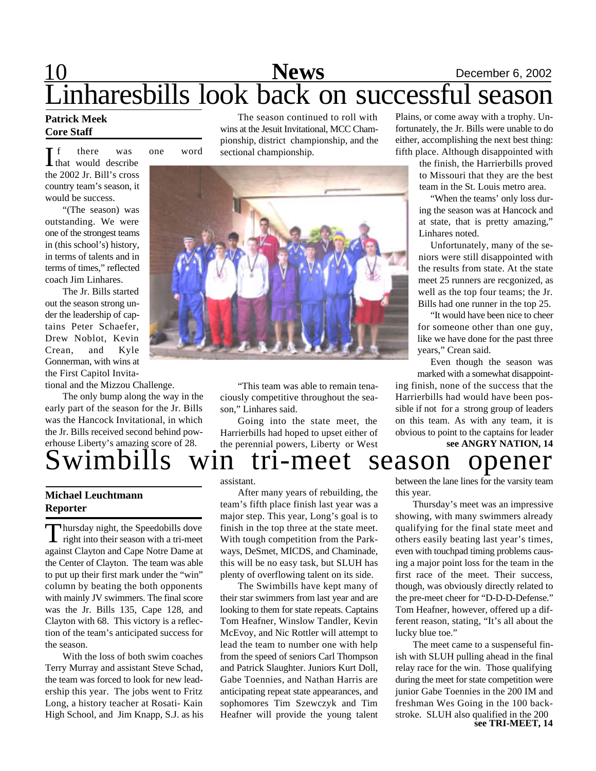# Linharesbills look back on successful season

**Patrick Meek**
**Core Staff**

If there was one word that would describe the 2002 Jr. Bill's cross country team's season, it would be success.

"(The season) was outstanding. We were one of the strongest teams in (this school's) history, in terms of talents and in terms of times," reflected coach Jim Linhares.

The Jr. Bills started out the season strong under the leadership of captains Peter Schaefer, Drew Noblot, Kevin Crean, and Kyle Gonnerman, with wins at the First Capitol Invitational and the Mizzou Challenge.

The only bump along the way in the early part of the season for the Jr. Bills was the Hancock Invitational, in which the Jr. Bills received second behind powerhouse Liberty's amazing score of 28.

The season continued to roll with wins at the Jesuit Invitational, MCC Championship, district championship, and the sectional championship.

"This team was able to remain tenaciously competitive throughout the season," Linhares said.

Going into the state meet, the Harrierbills had hoped to upset either of the perennial powers, Liberty or West Plains, or come away with a trophy. Unfortunately, the Jr. Bills were unable to do either, accomplishing the next best thing: fifth place. Although disappointed with the finish, the Harrierbills proved to Missouri that they are the best team in the St. Louis metro area.

"When the teams' only loss during the season was at Hancock and at state, that is pretty amazing," Linhares noted.

Unfortunately, many of the seniors were still disappointed with the results from state. At the state meet 25 runners are recgonized, as well as the top four teams; the Jr. Bills had one runner in the top 25.

"It would have been nice to cheer for someone other than one guy, like we have done for the past three years," Crean said.

Even though the season was marked with a somewhat disappointing finish, none of the success that the Harrierbills had would have been possible if not for a strong group of leaders on this team. As with any team, it is obvious to point to the captains for leader

**see ANGRY NATION, 14**

# Swimbills win tri-meet season opener

**Michael Leuchtmann**
**Reporter**

Thursday night, the Speedobills dove right into their season with a tri-meet against Clayton and Cape Notre Dame at the Center of Clayton. The team was able to put up their first mark under the "win" column by beating the both opponents with mainly JV swimmers. The final score was the Jr. Bills 135, Cape 128, and Clayton with 68. This victory is a reflection of the team's anticipated success for the season.

With the loss of both swim coaches Terry Murray and assistant Steve Schad, the team was forced to look for new leadership this year. The jobs went to Fritz Long, a history teacher at Rosati- Kain High School, and Jim Knapp, S.J. as his assistant.

After many years of rebuilding, the team's fifth place finish last year was a major step. This year, Long's goal is to finish in the top three at the state meet. With tough competition from the Parkways, DeSmet, MICDS, and Chaminade, this will be no easy task, but SLUH has plenty of overflowing talent on its side.

The Swimbills have kept many of their star swimmers from last year and are looking to them for state repeats. Captains Tom Heafner, Winslow Tandler, Kevin McEvoy, and Nic Rottler will attempt to lead the team to number one with help from the speed of seniors Carl Thompson and Patrick Slaughter. Juniors Kurt Doll, Gabe Toennies, and Nathan Harris are anticipating repeat state appearances, and sophomores Tim Szewczyk and Tim Heafner will provide the young talent between the lane lines for the varsity team this year.

Thursday's meet was an impressive showing, with many swimmers already qualifying for the final state meet and others easily beating last year's times, even with touchpad timing problems causing a major point loss for the team in the first race of the meet. Their success, though, was obviously directly related to the pre-meet cheer for "D-D-D-Defense." Tom Heafner, however, offered up a different reason, stating, "It's all about the lucky blue toe."

The meet came to a suspenseful finish with SLUH pulling ahead in the final relay race for the win. Those qualifying during the meet for state competition were junior Gabe Toennies in the 200 IM and freshman Wes Going in the 100 backstroke. SLUH also qualified in the 200

**see TRI-MEET, 14**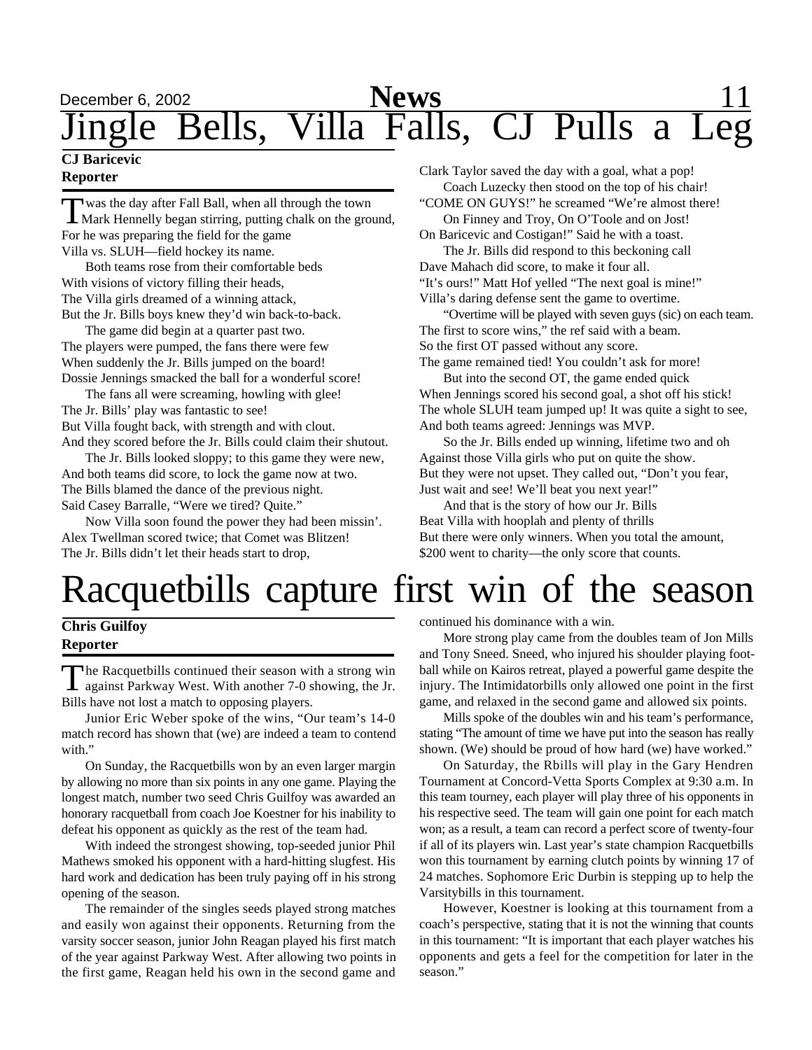# Jingle Bells, Villa Falls, CJ Pulls a Leg

**CJ Baricevic**
**Reporter**

Twas the day after Fall Ball, when all through the town
Mark Hennelly began stirring, putting chalk on the ground,
For he was preparing the field for the game
Villa vs. SLUH—field hockey its name.

Both teams rose from their comfortable beds
With visions of victory filling their heads,
The Villa girls dreamed of a winning attack,
But the Jr. Bills boys knew they'd win back-to-back.

The game did begin at a quarter past two.
The players were pumped, the fans there were few
When suddenly the Jr. Bills jumped on the board!
Dossie Jennings smacked the ball for a wonderful score!

The fans all were screaming, howling with glee!
The Jr. Bills' play was fantastic to see!
But Villa fought back, with strength and with clout.
And they scored before the Jr. Bills could claim their shutout.

The Jr. Bills looked sloppy; to this game they were new,
And both teams did score, to lock the game now at two.
The Bills blamed the dance of the previous night.
Said Casey Barralle, "Were we tired? Quite."

Now Villa soon found the power they had been missin'.
Alex Twellman scored twice; that Comet was Blitzen!
The Jr. Bills didn't let their heads start to drop,
Clark Taylor saved the day with a goal, what a pop!

Coach Luzecky then stood on the top of his chair!
"COME ON GUYS!" he screamed "We're almost there!
On Finney and Troy, On O'Toole and on Jost!
On Baricevic and Costigan!" Said he with a toast.

The Jr. Bills did respond to this beckoning call
Dave Mahach did score, to make it four all.
"It's ours!" Matt Hof yelled "The next goal is mine!"
Villa's daring defense sent the game to overtime.

"Overtime will be played with seven guys (sic) on each team.
The first to score wins," the ref said with a beam.
So the first OT passed without any score.
The game remained tied! You couldn't ask for more!

But into the second OT, the game ended quick
When Jennings scored his second goal, a shot off his stick!
The whole SLUH team jumped up! It was quite a sight to see,
And both teams agreed: Jennings was MVP.

So the Jr. Bills ended up winning, lifetime two and oh
Against those Villa girls who put on quite the show.
But they were not upset. They called out, "Don't you fear,
Just wait and see! We'll beat you next year!"

And that is the story of how our Jr. Bills
Beat Villa with hooplah and plenty of thrills
But there were only winners. When you total the amount,
\$200 went to charity—the only score that counts.

# Racquetbills capture first win of the season

**Chris Guilfoy**
**Reporter**

The Racquetbills continued their season with a strong win against Parkway West. With another 7-0 showing, the Jr. Bills have not lost a match to opposing players.

Junior Eric Weber spoke of the wins, "Our team's 14-0 match record has shown that (we) are indeed a team to contend with."

On Sunday, the Racquetbills won by an even larger margin by allowing no more than six points in any one game. Playing the longest match, number two seed Chris Guilfoy was awarded an honorary racquetball from coach Joe Koestner for his inability to defeat his opponent as quickly as the rest of the team had.

With indeed the strongest showing, top-seeded junior Phil Mathews smoked his opponent with a hard-hitting slugfest. His hard work and dedication has been truly paying off in his strong opening of the season.

The remainder of the singles seeds played strong matches and easily won against their opponents. Returning from the varsity soccer season, junior John Reagan played his first match of the year against Parkway West. After allowing two points in the first game, Reagan held his own in the second game and continued his dominance with a win.

More strong play came from the doubles team of Jon Mills and Tony Sneed. Sneed, who injured his shoulder playing football while on Kairos retreat, played a powerful game despite the injury. The Intimidatorbills only allowed one point in the first game, and relaxed in the second game and allowed six points.

Mills spoke of the doubles win and his team's performance, stating "The amount of time we have put into the season has really shown. (We) should be proud of how hard (we) have worked."

On Saturday, the Rbills will play in the Gary Hendren Tournament at Concord-Vetta Sports Complex at 9:30 a.m. In this team tourney, each player will play three of his opponents in his respective seed. The team will gain one point for each match won; as a result, a team can record a perfect score of twenty-four if all of its players win. Last year's state champion Racquetbills won this tournament by earning clutch points by winning 17 of 24 matches. Sophomore Eric Durbin is stepping up to help the Varsitybills in this tournament.

However, Koestner is looking at this tournament from a coach's perspective, stating that it is not the winning that counts in this tournament: "It is important that each player watches his opponents and gets a feel for the competition for later in the season."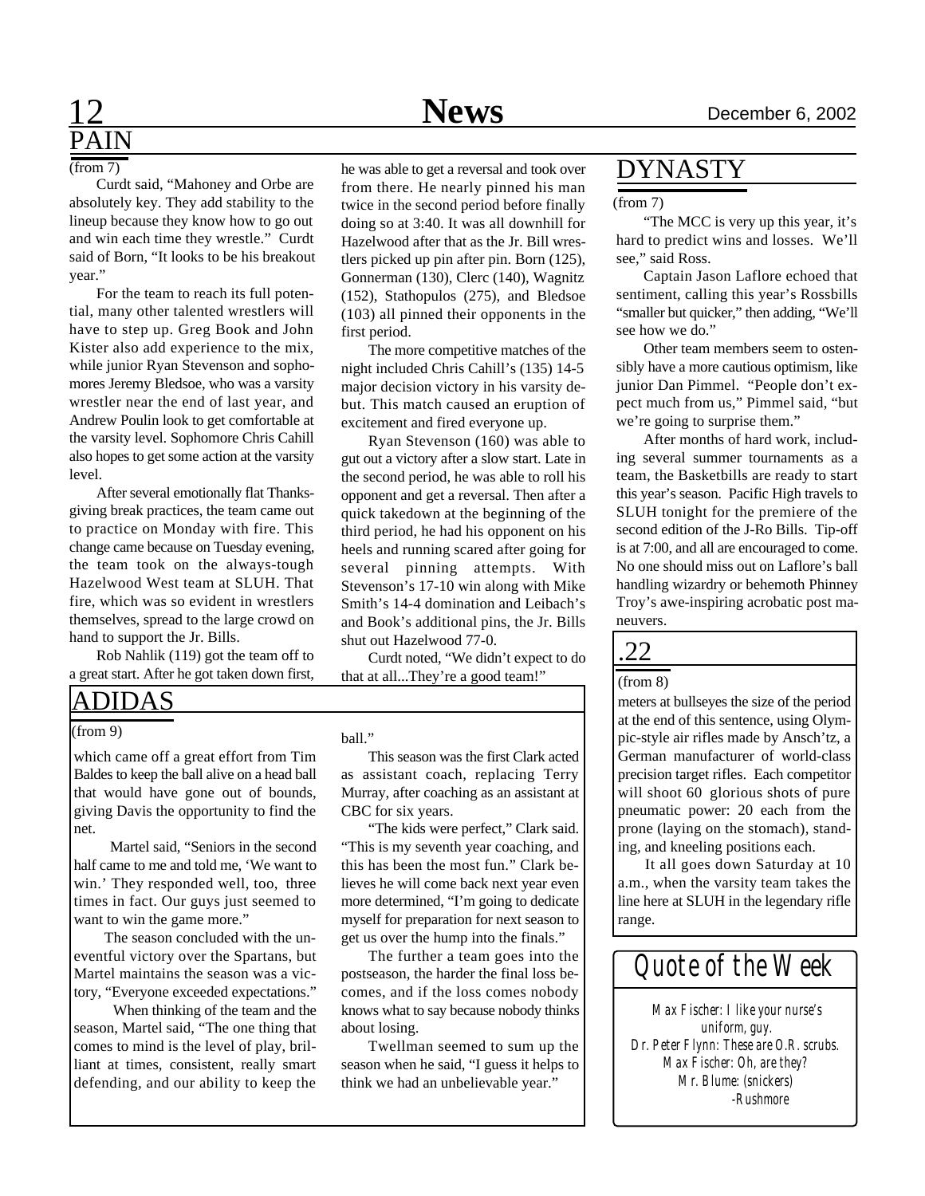## PAIN

(from 7)

Curdt said, "Mahoney and Orbe are absolutely key. They add stability to the lineup because they know how to go out and win each time they wrestle." Curdt said of Born, "It looks to be his breakout year."

For the team to reach its full potential, many other talented wrestlers will have to step up. Greg Book and John Kister also add experience to the mix, while junior Ryan Stevenson and sophomores Jeremy Bledsoe, who was a varsity wrestler near the end of last year, and Andrew Poulin look to get comfortable at the varsity level. Sophomore Chris Cahill also hopes to get some action at the varsity level.

After several emotionally flat Thanksgiving break practices, the team came out to practice on Monday with fire. This change came because on Tuesday evening, the team took on the always-tough Hazelwood West team at SLUH. That fire, which was so evident in wrestlers themselves, spread to the large crowd on hand to support the Jr. Bills.

Rob Nahlik (119) got the team off to a great start. After he got taken down first, he was able to get a reversal and took over from there. He nearly pinned his man twice in the second period before finally doing so at 3:40. It was all downhill for Hazelwood after that as the Jr. Bill wrestlers picked up pin after pin. Born (125), Gonnerman (130), Clerc (140), Wagnitz (152), Stathopulos (275), and Bledsoe (103) all pinned their opponents in the first period.

The more competitive matches of the night included Chris Cahill's (135) 14-5 major decision victory in his varsity debut. This match caused an eruption of excitement and fired everyone up.

Ryan Stevenson (160) was able to gut out a victory after a slow start. Late in the second period, he was able to roll his opponent and get a reversal. Then after a quick takedown at the beginning of the third period, he had his opponent on his heels and running scared after going for several pinning attempts. With Stevenson's 17-10 win along with Mike Smith's 14-4 domination and Leibach's and Book's additional pins, the Jr. Bills shut out Hazelwood 77-0.

Curdt noted, "We didn't expect to do that at all...They're a good team!"

## ADIDAS

(from 9)

which came off a great effort from Tim Baldes to keep the ball alive on a head ball that would have gone out of bounds, giving Davis the opportunity to find the net.

Martel said, "Seniors in the second half came to me and told me, 'We want to win.' They responded well, too, three times in fact. Our guys just seemed to want to win the game more."

The season concluded with the uneventful victory over the Spartans, but Martel maintains the season was a victory, "Everyone exceeded expectations."

When thinking of the team and the season, Martel said, "The one thing that comes to mind is the level of play, brilliant at times, consistent, really smart defending, and our ability to keep the ball."

This season was the first Clark acted as assistant coach, replacing Terry Murray, after coaching as an assistant at CBC for six years.

"The kids were perfect," Clark said. "This is my seventh year coaching, and this has been the most fun." Clark believes he will come back next year even more determined, "I'm going to dedicate myself for preparation for next season to get us over the hump into the finals."

The further a team goes into the postseason, the harder the final loss becomes, and if the loss comes nobody knows what to say because nobody thinks about losing.

Twellman seemed to sum up the season when he said, "I guess it helps to think we had an unbelievable year."

## DYNASTY

(from 7)

"The MCC is very up this year, it's hard to predict wins and losses. We'll see," said Ross.

Captain Jason Laflore echoed that sentiment, calling this year's Rossbills "smaller but quicker," then adding, "We'll see how we do."

Other team members seem to ostensibly have a more cautious optimism, like junior Dan Pimmel. "People don't expect much from us," Pimmel said, "but we're going to surprise them."

After months of hard work, including several summer tournaments as a team, the Basketbills are ready to start this year's season. Pacific High travels to SLUH tonight for the premiere of the second edition of the J-Ro Bills. Tip-off is at 7:00, and all are encouraged to come. No one should miss out on Laflore's ball handling wizardry or behemoth Phinney Troy's awe-inspiring acrobatic post maneuvers.

## .22

(from 8)

meters at bullseyes the size of the period at the end of this sentence, using Olympic-style air rifles made by Ansch'tz, a German manufacturer of world-class precision target rifles. Each competitor will shoot 60 glorious shots of pure pneumatic power: 20 each from the prone (laying on the stomach), standing, and kneeling positions each.

It all goes down Saturday at 10 a.m., when the varsity team takes the line here at SLUH in the legendary rifle range.

## Quote of the Week

*Max Fischer: I like your nurse's uniform, guy.*
*Dr. Peter Flynn: These are O.R. scrubs.*
*Max Fischer: Oh, are they?*
*Mr. Blume: (snickers)*
*-Rushmore*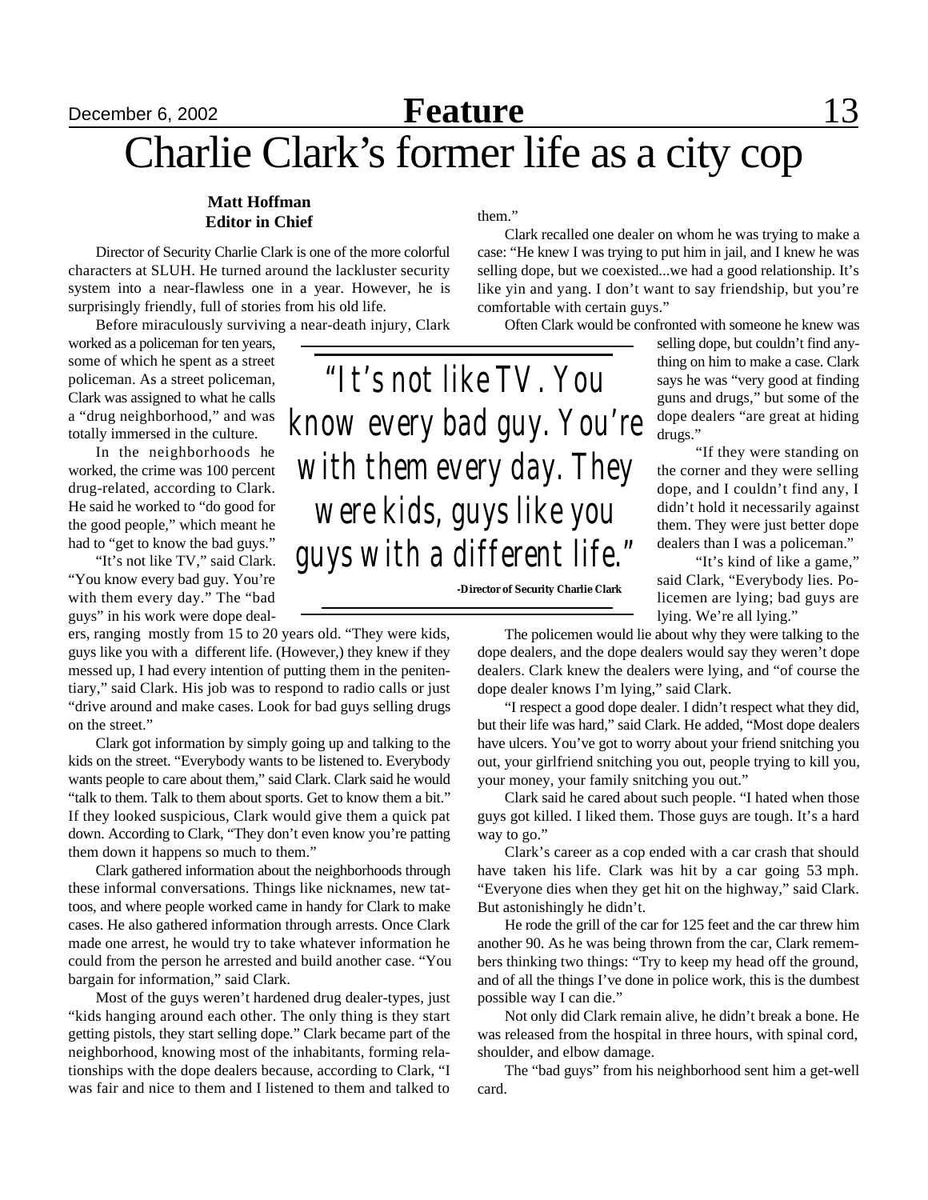# Charlie Clark's former life as a city cop

**Matt Hoffman**
**Editor in Chief**

Director of Security Charlie Clark is one of the more colorful characters at SLUH. He turned around the lackluster security system into a near-flawless one in a year. However, he is surprisingly friendly, full of stories from his old life.

Before miraculously surviving a near-death injury, Clark worked as a policeman for ten years, some of which he spent as a street policeman. As a street policeman, Clark was assigned to what he calls a "drug neighborhood," and was totally immersed in the culture.

In the neighborhoods he worked, the crime was 100 percent drug-related, according to Clark. He said he worked to "do good for the good people," which meant he had to "get to know the bad guys."

"It's not like TV," said Clark. "You know every bad guy. You're with them every day." The "bad guys" in his work were dope dealers, ranging mostly from 15 to 20 years old. "They were kids, guys like you with a different life. (However,) they knew if they messed up, I had every intention of putting them in the penitentiary," said Clark. His job was to respond to radio calls or just "drive around and make cases. Look for bad guys selling drugs on the street."

> "It's not like TV. You know every bad guy. You're with them every day. They were kids, guys like you guys with a different life."
>
> -Director of Security Charlie Clark

Clark got information by simply going up and talking to the kids on the street. "Everybody wants to be listened to. Everybody wants people to care about them," said Clark. Clark said he would "talk to them. Talk to them about sports. Get to know them a bit." If they looked suspicious, Clark would give them a quick pat down. According to Clark, "They don't even know you're patting them down it happens so much to them."

Clark gathered information about the neighborhoods through these informal conversations. Things like nicknames, new tattoos, and where people worked came in handy for Clark to make cases. He also gathered information through arrests. Once Clark made one arrest, he would try to take whatever information he could from the person he arrested and build another case. "You bargain for information," said Clark.

Most of the guys weren't hardened drug dealer-types, just "kids hanging around each other. The only thing is they start getting pistols, they start selling dope." Clark became part of the neighborhood, knowing most of the inhabitants, forming relationships with the dope dealers because, according to Clark, "I was fair and nice to them and I listened to them and talked to them."

Clark recalled one dealer on whom he was trying to make a case: "He knew I was trying to put him in jail, and I knew he was selling dope, but we coexisted...we had a good relationship. It's like yin and yang. I don't want to say friendship, but you're comfortable with certain guys."

Often Clark would be confronted with someone he knew was selling dope, but couldn't find anything on him to make a case. Clark says he was "very good at finding guns and drugs," but some of the dope dealers "are great at hiding drugs."

"If they were standing on the corner and they were selling dope, and I couldn't find any, I didn't hold it necessarily against them. They were just better dope dealers than I was a policeman."

"It's kind of like a game," said Clark, "Everybody lies. Policemen are lying; bad guys are lying. We're all lying."

The policemen would lie about why they were talking to the dope dealers, and the dope dealers would say they weren't dope dealers. Clark knew the dealers were lying, and "of course the dope dealer knows I'm lying," said Clark.

"I respect a good dope dealer. I didn't respect what they did, but their life was hard," said Clark. He added, "Most dope dealers have ulcers. You've got to worry about your friend snitching you out, your girlfriend snitching you out, people trying to kill you, your money, your family snitching you out."

Clark said he cared about such people. "I hated when those guys got killed. I liked them. Those guys are tough. It's a hard way to go."

Clark's career as a cop ended with a car crash that should have taken his life. Clark was hit by a car going 53 mph. "Everyone dies when they get hit on the highway," said Clark. But astonishingly he didn't.

He rode the grill of the car for 125 feet and the car threw him another 90. As he was being thrown from the car, Clark remembers thinking two things: "Try to keep my head off the ground, and of all the things I've done in police work, this is the dumbest possible way I can die."

Not only did Clark remain alive, he didn't break a bone. He was released from the hospital in three hours, with spinal cord, shoulder, and elbow damage.

The "bad guys" from his neighborhood sent him a get-well card.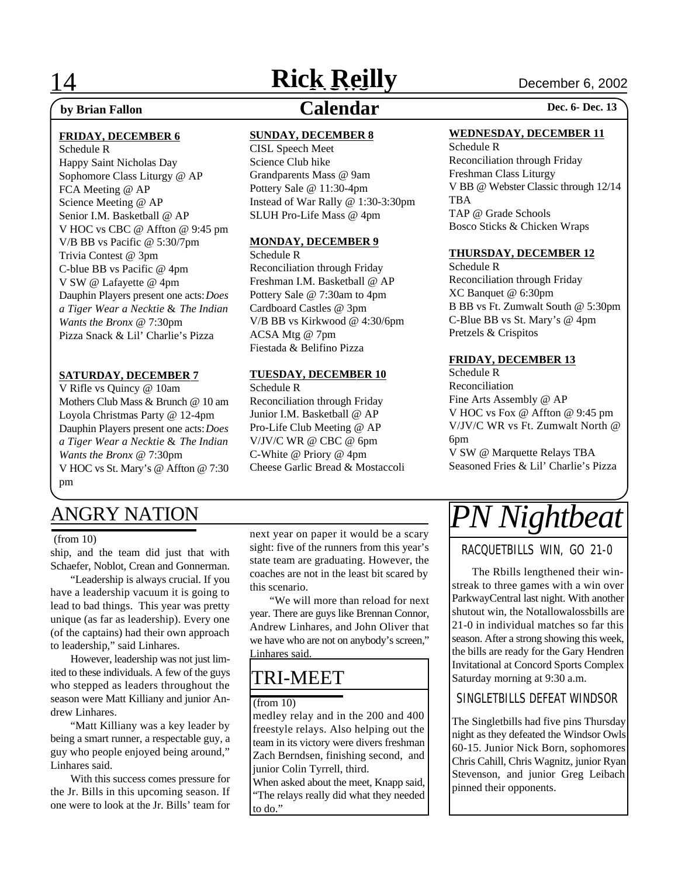# Rick Reilly

## Calendar

by Brian Fallon

Dec. 6- Dec. 13

**FRIDAY, DECEMBER 6**
Schedule R
Happy Saint Nicholas Day
Sophomore Class Liturgy @ AP
FCA Meeting @ AP
Science Meeting @ AP
Senior I.M. Basketball @ AP
V HOC vs CBC @ Affton @ 9:45 pm
V/B BB vs Pacific @ 5:30/7pm
Trivia Contest @ 3pm
C-blue BB vs Pacific @ 4pm
V SW @ Lafayette @ 4pm
Dauphin Players present one acts: *Does a Tiger Wear a Necktie* & *The Indian Wants the Bronx* @ 7:30pm
Pizza Snack & Lil' Charlie's Pizza

**SATURDAY, DECEMBER 7**
V Rifle vs Quincy @ 10am
Mothers Club Mass & Brunch @ 10 am
Loyola Christmas Party @ 12-4pm
Dauphin Players present one acts: *Does a Tiger Wear a Necktie* & *The Indian Wants the Bronx* @ 7:30pm
V HOC vs St. Mary's @ Affton @ 7:30 pm

**SUNDAY, DECEMBER 8**
CISL Speech Meet
Science Club hike
Grandparents Mass @ 9am
Pottery Sale @ 11:30-4pm
Instead of War Rally @ 1:30-3:30pm
SLUH Pro-Life Mass @ 4pm

**MONDAY, DECEMBER 9**
Schedule R
Reconciliation through Friday
Freshman I.M. Basketball @ AP
Pottery Sale @ 7:30am to 4pm
Cardboard Castles @ 3pm
V/B BB vs Kirkwood @ 4:30/6pm
ACSA Mtg @ 7pm
Fiestada & Belifino Pizza

**TUESDAY, DECEMBER 10**
Schedule R
Reconciliation through Friday
Junior I.M. Basketball @ AP
Pro-Life Club Meeting @ AP
V/JV/C WR @ CBC @ 6pm
C-White @ Priory @ 4pm
Cheese Garlic Bread & Mostaccoli

**WEDNESDAY, DECEMBER 11**
Schedule R
Reconciliation through Friday
Freshman Class Liturgy
V BB @ Webster Classic through 12/14 TBA
TAP @ Grade Schools
Bosco Sticks & Chicken Wraps

**THURSDAY, DECEMBER 12**
Schedule R
Reconciliation through Friday
XC Banquet @ 6:30pm
B BB vs Ft. Zumwalt South @ 5:30pm
C-Blue BB vs St. Mary's @ 4pm
Pretzels & Crispitos

**FRIDAY, DECEMBER 13**
Schedule R
Reconciliation
Fine Arts Assembly @ AP
V HOC vs Fox @ Affton @ 9:45 pm
V/JV/C WR vs Ft. Zumwalt North @ 6pm
V SW @ Marquette Relays TBA
Seasoned Fries & Lil' Charlie's Pizza

## ANGRY NATION

(from 10)

ship, and the team did just that with Schaefer, Noblot, Crean and Gonnerman.

"Leadership is always crucial. If you have a leadership vacuum it is going to lead to bad things. This year was pretty unique (as far as leadership). Every one (of the captains) had their own approach to leadership," said Linhares.

However, leadership was not just limited to these individuals. A few of the guys who stepped as leaders throughout the season were Matt Killiany and junior Andrew Linhares.

"Matt Killiany was a key leader by being a smart runner, a respectable guy, a guy who people enjoyed being around," Linhares said.

With this success comes pressure for the Jr. Bills in this upcoming season. If one were to look at the Jr. Bills' team for next year on paper it would be a scary sight: five of the runners from this year's state team are graduating. However, the coaches are not in the least bit scared by this scenario.

"We will more than reload for next year. There are guys like Brennan Connor, Andrew Linhares, and John Oliver that we have who are not on anybody's screen," Linhares said.

## TRI-MEET

(from 10)

medley relay and in the 200 and 400 freestyle relays. Also helping out the team in its victory were divers freshman Zach Berndsen, finishing second, and junior Colin Tyrrell, third.

When asked about the meet, Knapp said, "The relays really did what they needed to do."

## *PN Nightbeat*

### RACQUETBILLS WIN, GO 21-0

The Rbills lengthened their winstreak to three games with a win over ParkwayCentral last night. With another shutout win, the Notallowalossbills are 21-0 in individual matches so far this season. After a strong showing this week, the bills are ready for the Gary Hendren Invitational at Concord Sports Complex Saturday morning at 9:30 a.m.

### SINGLETBILLS DEFEAT WINDSOR

The Singletbills had five pins Thursday night as they defeated the Windsor Owls 60-15. Junior Nick Born, sophomores Chris Cahill, Chris Wagnitz, junior Ryan Stevenson, and junior Greg Leibach pinned their opponents.